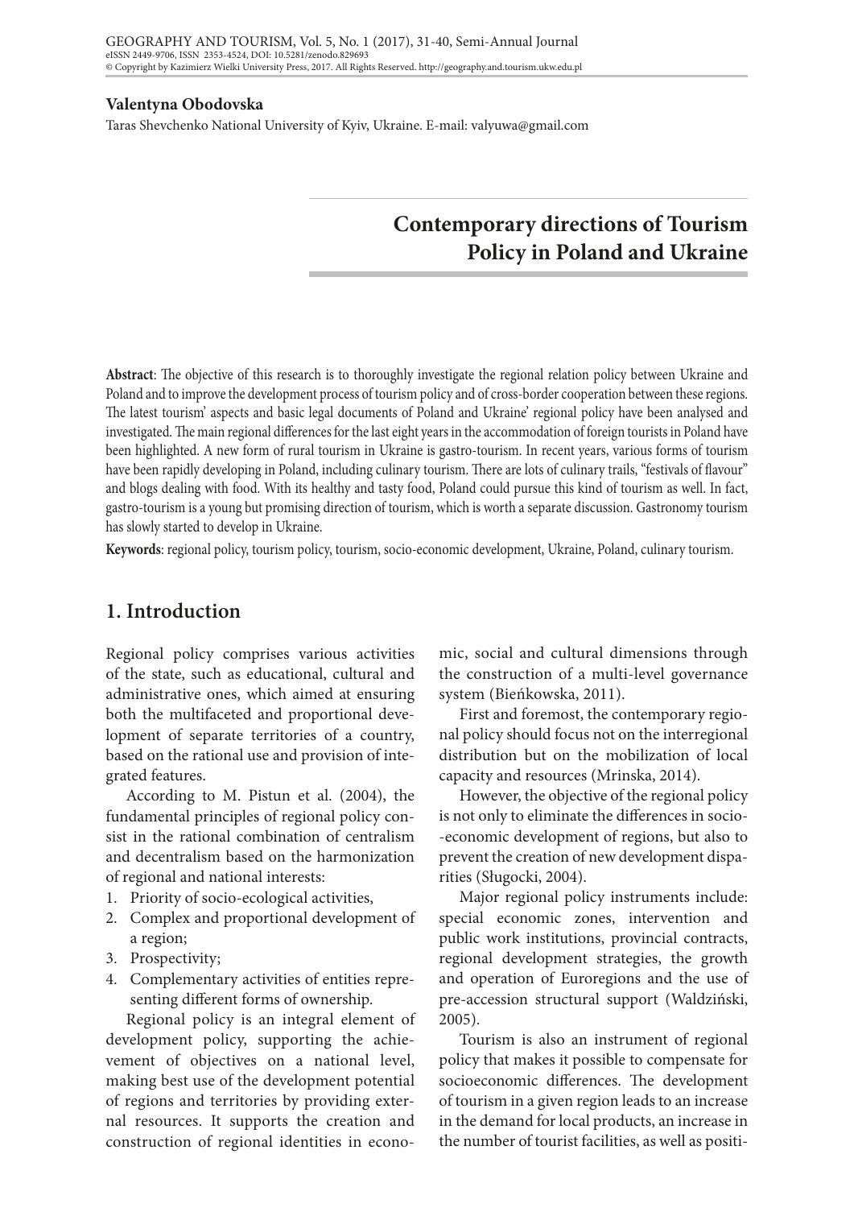**Valentyna Obodovska**

Taras Shevchenko National University of Kyiv, Ukraine. E-mail: valyuwa@gmail.com

# Contemporary directions of Tourism Policy in Poland and Ukraine

**Abstract**: The objective of this research is to thoroughly investigate the regional relation policy between Ukraine and Poland and to improve the development process of tourism policy and of cross-border cooperation between these regions. The latest tourism' aspects and basic legal documents of Poland and Ukraine' regional policy have been analysed and investigated. The main regional differences for the last eight years in the accommodation of foreign tourists in Poland have been highlighted. A new form of rural tourism in Ukraine is gastro-tourism. In recent years, various forms of tourism have been rapidly developing in Poland, including culinary tourism. There are lots of culinary trails, "festivals of flavour" and blogs dealing with food. With its healthy and tasty food, Poland could pursue this kind of tourism as well. In fact, gastro-tourism is a young but promising direction of tourism, which is worth a separate discussion. Gastronomy tourism has slowly started to develop in Ukraine.

**Keywords**: regional policy, tourism policy, tourism, socio-economic development, Ukraine, Poland, culinary tourism.

## 1. Introduction

Regional policy comprises various activities of the state, such as educational, cultural and administrative ones, which aimed at ensuring both the multifaceted and proportional development of separate territories of a country, based on the rational use and provision of integrated features.

According to M. Pistun et al. (2004), the fundamental principles of regional policy consist in the rational combination of centralism and decentralism based on the harmonization of regional and national interests:

1. Priority of socio-ecological activities,
2. Complex and proportional development of a region;
3. Prospectivity;
4. Complementary activities of entities representing different forms of ownership.

Regional policy is an integral element of development policy, supporting the achievement of objectives on a national level, making best use of the development potential of regions and territories by providing external resources. It supports the creation and construction of regional identities in economic, social and cultural dimensions through the construction of a multi-level governance system (Bieńkowska, 2011).

First and foremost, the contemporary regional policy should focus not on the interregional distribution but on the mobilization of local capacity and resources (Mrinska, 2014).

However, the objective of the regional policy is not only to eliminate the differences in socio-economic development of regions, but also to prevent the creation of new development disparities (Sługocki, 2004).

Major regional policy instruments include: special economic zones, intervention and public work institutions, provincial contracts, regional development strategies, the growth and operation of Euroregions and the use of pre-accession structural support (Waldziński, 2005).

Tourism is also an instrument of regional policy that makes it possible to compensate for socioeconomic differences. The development of tourism in a given region leads to an increase in the demand for local products, an increase in the number of tourist facilities, as well as positi-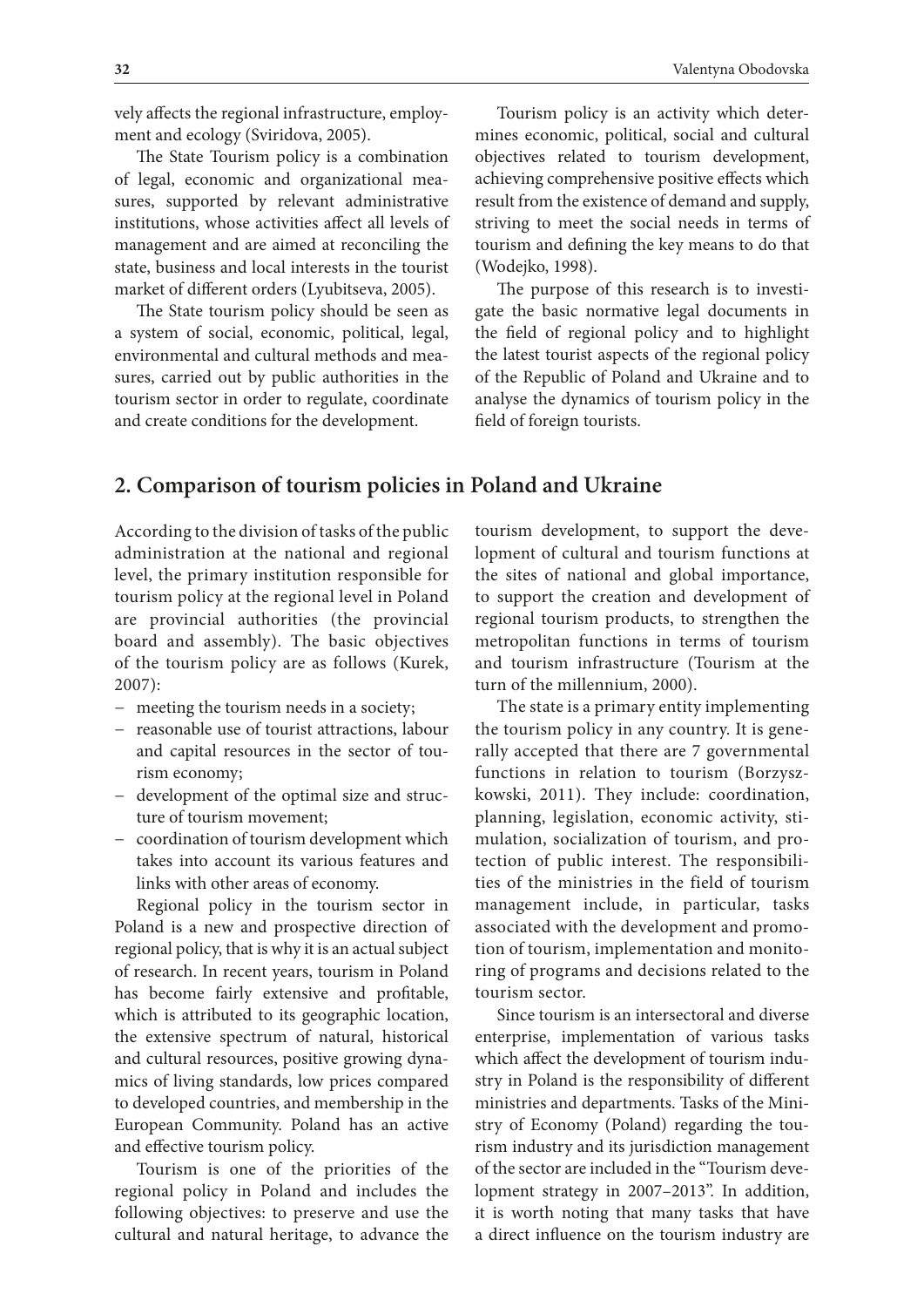vely affects the regional infrastructure, employment and ecology (Sviridova, 2005).

The State Tourism policy is a combination of legal, economic and organizational measures, supported by relevant administrative institutions, whose activities affect all levels of management and are aimed at reconciling the state, business and local interests in the tourist market of different orders (Lyubitseva, 2005).

The State tourism policy should be seen as a system of social, economic, political, legal, environmental and cultural methods and measures, carried out by public authorities in the tourism sector in order to regulate, coordinate and create conditions for the development.

Tourism policy is an activity which determines economic, political, social and cultural objectives related to tourism development, achieving comprehensive positive effects which result from the existence of demand and supply, striving to meet the social needs in terms of tourism and defining the key means to do that (Wodejko, 1998).

The purpose of this research is to investigate the basic normative legal documents in the field of regional policy and to highlight the latest tourist aspects of the regional policy of the Republic of Poland and Ukraine and to analyse the dynamics of tourism policy in the field of foreign tourists.

## 2. Comparison of tourism policies in Poland and Ukraine

According to the division of tasks of the public administration at the national and regional level, the primary institution responsible for tourism policy at the regional level in Poland are provincial authorities (the provincial board and assembly). The basic objectives of the tourism policy are as follows (Kurek, 2007):

- meeting the tourism needs in a society;
- reasonable use of tourist attractions, labour and capital resources in the sector of tourism economy;
- development of the optimal size and structure of tourism movement;
- coordination of tourism development which takes into account its various features and links with other areas of economy.

Regional policy in the tourism sector in Poland is a new and prospective direction of regional policy, that is why it is an actual subject of research. In recent years, tourism in Poland has become fairly extensive and profitable, which is attributed to its geographic location, the extensive spectrum of natural, historical and cultural resources, positive growing dynamics of living standards, low prices compared to developed countries, and membership in the European Community. Poland has an active and effective tourism policy.

Tourism is one of the priorities of the regional policy in Poland and includes the following objectives: to preserve and use the cultural and natural heritage, to advance the tourism development, to support the development of cultural and tourism functions at the sites of national and global importance, to support the creation and development of regional tourism products, to strengthen the metropolitan functions in terms of tourism and tourism infrastructure (Tourism at the turn of the millennium, 2000).

The state is a primary entity implementing the tourism policy in any country. It is generally accepted that there are 7 governmental functions in relation to tourism (Borzyszkowski, 2011). They include: coordination, planning, legislation, economic activity, stimulation, socialization of tourism, and protection of public interest. The responsibilities of the ministries in the field of tourism management include, in particular, tasks associated with the development and promotion of tourism, implementation and monitoring of programs and decisions related to the tourism sector.

Since tourism is an intersectoral and diverse enterprise, implementation of various tasks which affect the development of tourism industry in Poland is the responsibility of different ministries and departments. Tasks of the Ministry of Economy (Poland) regarding the tourism industry and its jurisdiction management of the sector are included in the "Tourism development strategy in 2007–2013". In addition, it is worth noting that many tasks that have a direct influence on the tourism industry are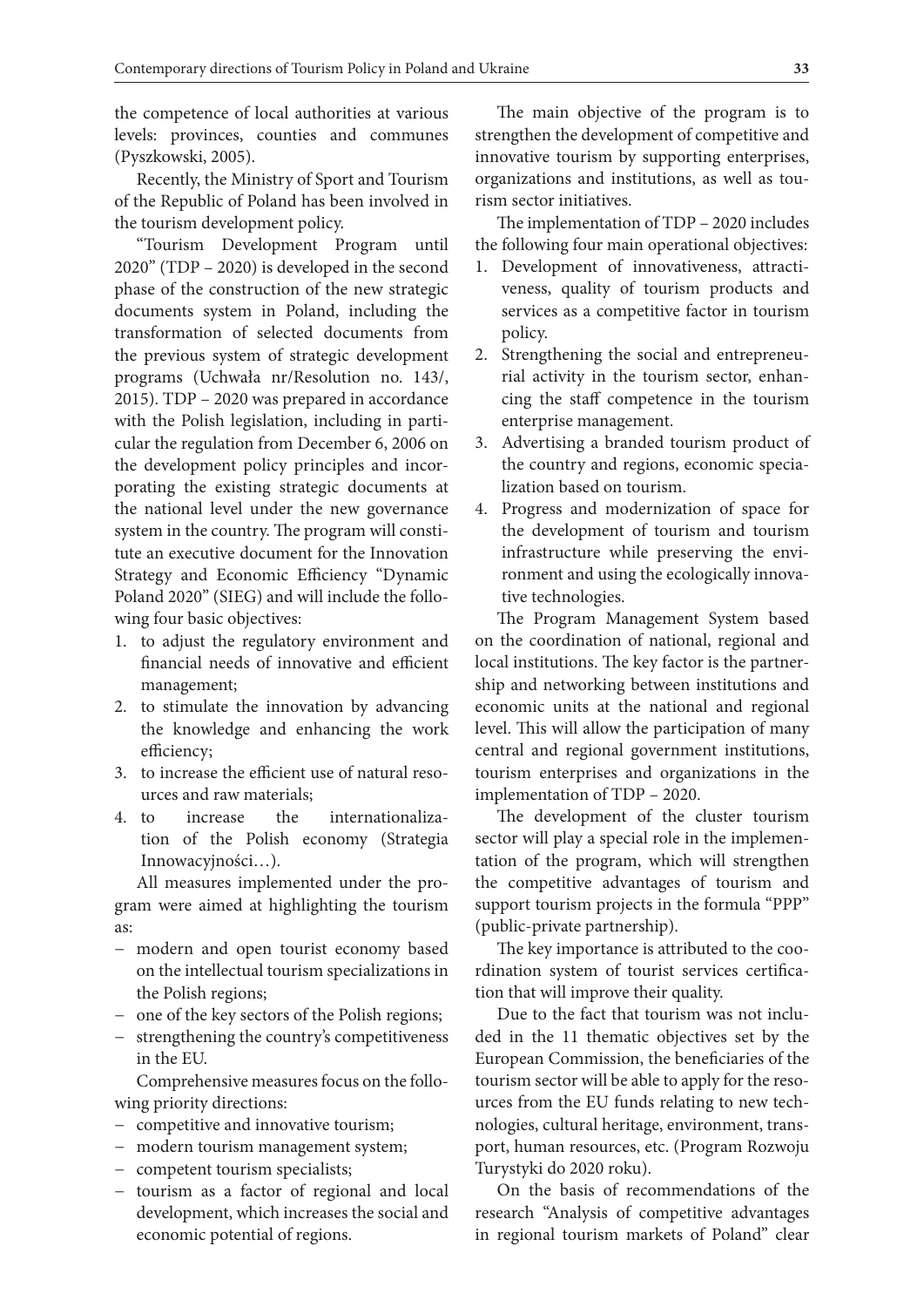the competence of local authorities at various levels: provinces, counties and communes (Pyszkowski, 2005).

Recently, the Ministry of Sport and Tourism of the Republic of Poland has been involved in the tourism development policy.

"Tourism Development Program until 2020" (TDP – 2020) is developed in the second phase of the construction of the new strategic documents system in Poland, including the transformation of selected documents from the previous system of strategic development programs (Uchwała nr/Resolution no. 143/, 2015). TDP – 2020 was prepared in accordance with the Polish legislation, including in particular the regulation from December 6, 2006 on the development policy principles and incorporating the existing strategic documents at the national level under the new governance system in the country. The program will constitute an executive document for the Innovation Strategy and Economic Efficiency "Dynamic Poland 2020" (SIEG) and will include the following four basic objectives:

1. to adjust the regulatory environment and financial needs of innovative and efficient management;
2. to stimulate the innovation by advancing the knowledge and enhancing the work efficiency;
3. to increase the efficient use of natural resources and raw materials;
4. to increase the internationalization of the Polish economy (Strategia Innowacyjności…).

All measures implemented under the program were aimed at highlighting the tourism as:

- modern and open tourist economy based on the intellectual tourism specializations in the Polish regions;
- one of the key sectors of the Polish regions;
- strengthening the country's competitiveness in the EU.

Comprehensive measures focus on the following priority directions:

- competitive and innovative tourism;
- modern tourism management system;
- competent tourism specialists;
- tourism as a factor of regional and local development, which increases the social and economic potential of regions.

The main objective of the program is to strengthen the development of competitive and innovative tourism by supporting enterprises, organizations and institutions, as well as tourism sector initiatives.

The implementation of TDP – 2020 includes the following four main operational objectives:

1. Development of innovativeness, attractiveness, quality of tourism products and services as a competitive factor in tourism policy.
2. Strengthening the social and entrepreneurial activity in the tourism sector, enhancing the staff competence in the tourism enterprise management.
3. Advertising a branded tourism product of the country and regions, economic specialization based on tourism.
4. Progress and modernization of space for the development of tourism and tourism infrastructure while preserving the environment and using the ecologically innovative technologies.

The Program Management System based on the coordination of national, regional and local institutions. The key factor is the partnership and networking between institutions and economic units at the national and regional level. This will allow the participation of many central and regional government institutions, tourism enterprises and organizations in the implementation of TDP – 2020.

The development of the cluster tourism sector will play a special role in the implementation of the program, which will strengthen the competitive advantages of tourism and support tourism projects in the formula "PPP" (public-private partnership).

The key importance is attributed to the coordination system of tourist services certification that will improve their quality.

Due to the fact that tourism was not included in the 11 thematic objectives set by the European Commission, the beneficiaries of the tourism sector will be able to apply for the resources from the EU funds relating to new technologies, cultural heritage, environment, transport, human resources, etc. (Program Rozwoju Turystyki do 2020 roku).

On the basis of recommendations of the research "Analysis of competitive advantages in regional tourism markets of Poland" clear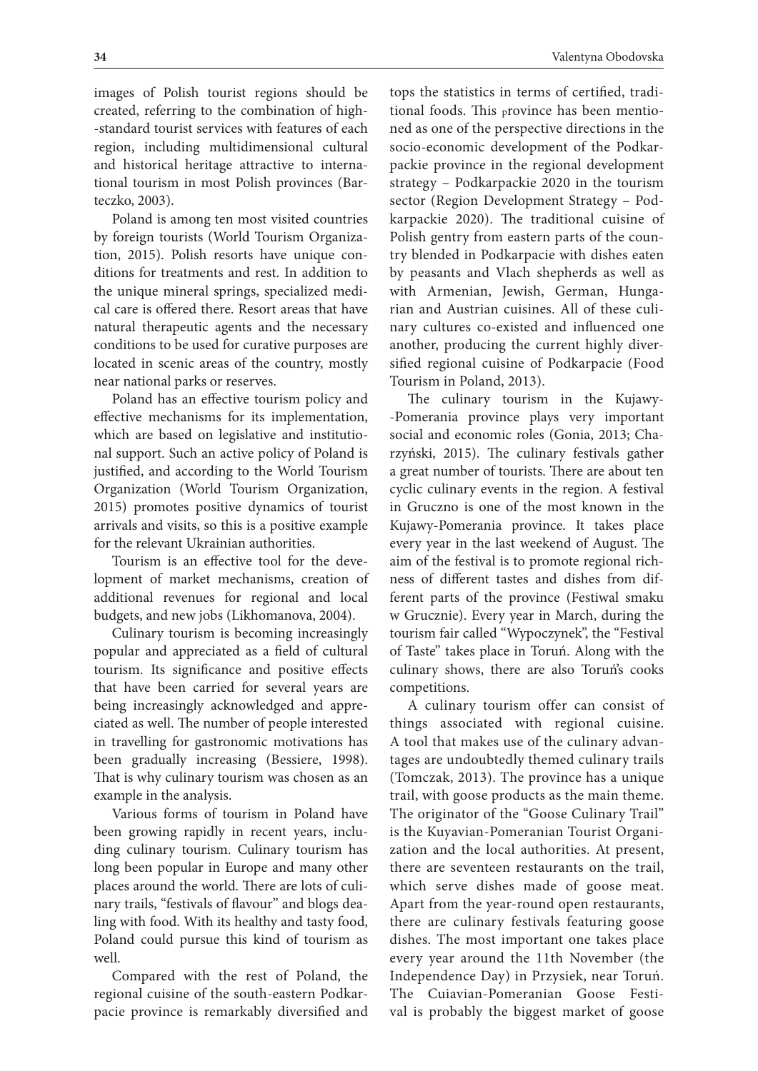images of Polish tourist regions should be created, referring to the combination of high-standard tourist services with features of each region, including multidimensional cultural and historical heritage attractive to international tourism in most Polish provinces (Barteczko, 2003).

Poland is among ten most visited countries by foreign tourists (World Tourism Organization, 2015). Polish resorts have unique conditions for treatments and rest. In addition to the unique mineral springs, specialized medical care is offered there. Resort areas that have natural therapeutic agents and the necessary conditions to be used for curative purposes are located in scenic areas of the country, mostly near national parks or reserves.

Poland has an effective tourism policy and effective mechanisms for its implementation, which are based on legislative and institutional support. Such an active policy of Poland is justified, and according to the World Tourism Organization (World Tourism Organization, 2015) promotes positive dynamics of tourist arrivals and visits, so this is a positive example for the relevant Ukrainian authorities.

Tourism is an effective tool for the development of market mechanisms, creation of additional revenues for regional and local budgets, and new jobs (Likhomanova, 2004).

Culinary tourism is becoming increasingly popular and appreciated as a field of cultural tourism. Its significance and positive effects that have been carried for several years are being increasingly acknowledged and appreciated as well. The number of people interested in travelling for gastronomic motivations has been gradually increasing (Bessiere, 1998). That is why culinary tourism was chosen as an example in the analysis.

Various forms of tourism in Poland have been growing rapidly in recent years, including culinary tourism. Culinary tourism has long been popular in Europe and many other places around the world. There are lots of culinary trails, "festivals of flavour" and blogs dealing with food. With its healthy and tasty food, Poland could pursue this kind of tourism as well.

Compared with the rest of Poland, the regional cuisine of the south-eastern Podkarpacie province is remarkably diversified and tops the statistics in terms of certified, traditional foods. This province has been mentioned as one of the perspective directions in the socio-economic development of the Podkarpackie province in the regional development strategy – Podkarpackie 2020 in the tourism sector (Region Development Strategy – Podkarpackie 2020). The traditional cuisine of Polish gentry from eastern parts of the country blended in Podkarpacie with dishes eaten by peasants and Vlach shepherds as well as with Armenian, Jewish, German, Hungarian and Austrian cuisines. All of these culinary cultures co-existed and influenced one another, producing the current highly diversified regional cuisine of Podkarpacie (Food Tourism in Poland, 2013).

The culinary tourism in the Kujawy-Pomerania province plays very important social and economic roles (Gonia, 2013; Charzyński, 2015). The culinary festivals gather a great number of tourists. There are about ten cyclic culinary events in the region. A festival in Gruczno is one of the most known in the Kujawy-Pomerania province. It takes place every year in the last weekend of August. The aim of the festival is to promote regional richness of different tastes and dishes from different parts of the province (Festiwal smaku w Grucznie). Every year in March, during the tourism fair called "Wypoczynek", the "Festival of Taste" takes place in Toruń. Along with the culinary shows, there are also Toruń's cooks competitions.

A culinary tourism offer can consist of things associated with regional cuisine. A tool that makes use of the culinary advantages are undoubtedly themed culinary trails (Tomczak, 2013). The province has a unique trail, with goose products as the main theme. The originator of the "Goose Culinary Trail" is the Kuyavian-Pomeranian Tourist Organization and the local authorities. At present, there are seventeen restaurants on the trail, which serve dishes made of goose meat. Apart from the year-round open restaurants, there are culinary festivals featuring goose dishes. The most important one takes place every year around the 11th November (the Independence Day) in Przysiek, near Toruń. The Cuiavian-Pomeranian Goose Festival is probably the biggest market of goose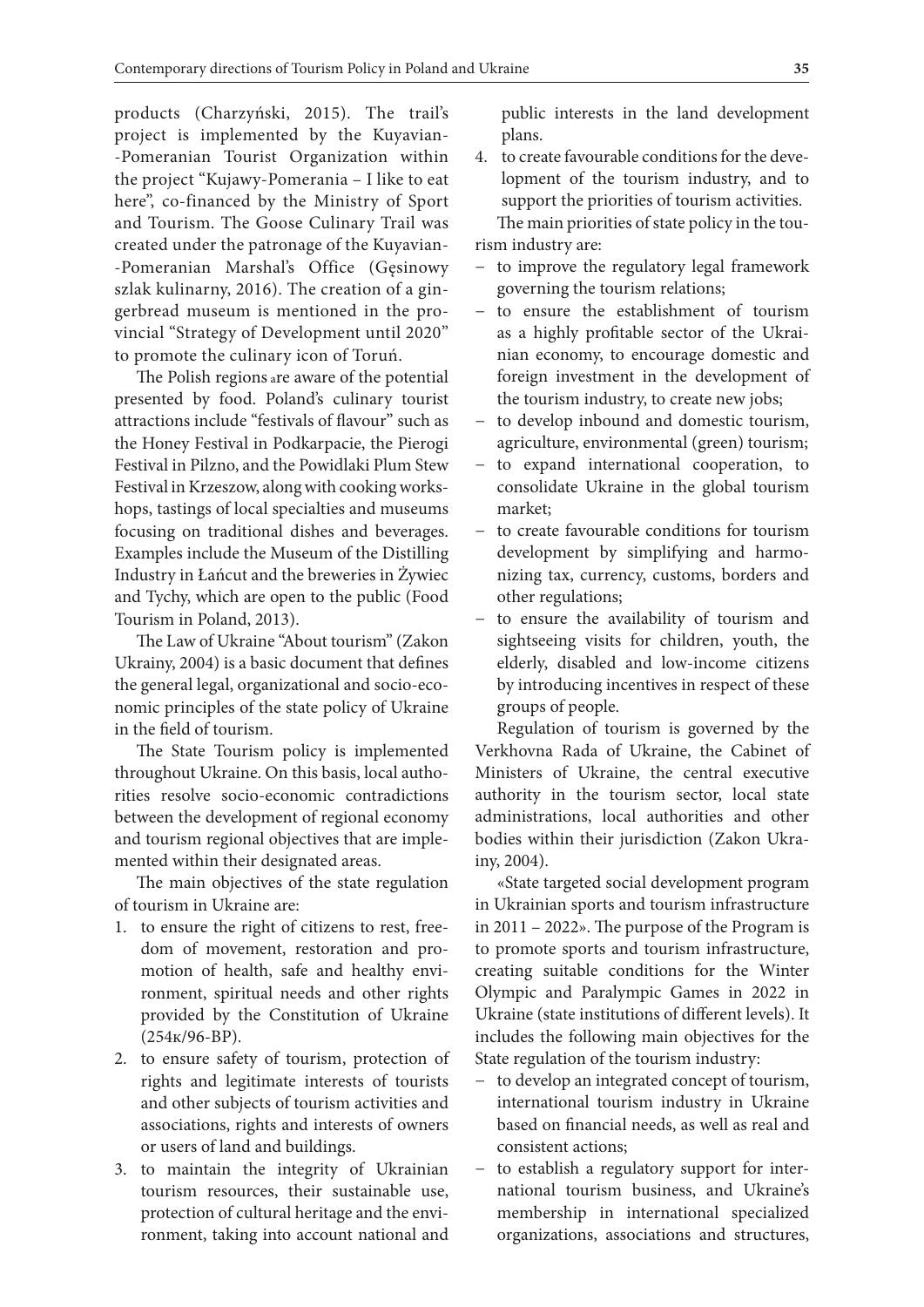products (Charzyński, 2015). The trail's project is implemented by the Kuyavian-Pomeranian Tourist Organization within the project "Kujawy-Pomerania – I like to eat here", co-financed by the Ministry of Sport and Tourism. The Goose Culinary Trail was created under the patronage of the Kuyavian-Pomeranian Marshal's Office (Gęsinowy szlak kulinarny, 2016). The creation of a gingerbread museum is mentioned in the provincial "Strategy of Development until 2020" to promote the culinary icon of Toruń.

The Polish regions are aware of the potential presented by food. Poland's culinary tourist attractions include "festivals of flavour" such as the Honey Festival in Podkarpacie, the Pierogi Festival in Pilzno, and the Powidlaki Plum Stew Festival in Krzeszow, along with cooking workshops, tastings of local specialties and museums focusing on traditional dishes and beverages. Examples include the Museum of the Distilling Industry in Łańcut and the breweries in Żywiec and Tychy, which are open to the public (Food Tourism in Poland, 2013).

The Law of Ukraine "About tourism" (Zakon Ukrainy, 2004) is a basic document that defines the general legal, organizational and socio-economic principles of the state policy of Ukraine in the field of tourism.

The State Tourism policy is implemented throughout Ukraine. On this basis, local authorities resolve socio-economic contradictions between the development of regional economy and tourism regional objectives that are implemented within their designated areas.

The main objectives of the state regulation of tourism in Ukraine are:

1. to ensure the right of citizens to rest, freedom of movement, restoration and promotion of health, safe and healthy environment, spiritual needs and other rights provided by the Constitution of Ukraine (254к/96-ВР).
2. to ensure safety of tourism, protection of rights and legitimate interests of tourists and other subjects of tourism activities and associations, rights and interests of owners or users of land and buildings.
3. to maintain the integrity of Ukrainian tourism resources, their sustainable use, protection of cultural heritage and the environment, taking into account national and public interests in the land development plans.
4. to create favourable conditions for the development of the tourism industry, and to support the priorities of tourism activities.

The main priorities of state policy in the tourism industry are:

- to improve the regulatory legal framework governing the tourism relations;
- to ensure the establishment of tourism as a highly profitable sector of the Ukrainian economy, to encourage domestic and foreign investment in the development of the tourism industry, to create new jobs;
- to develop inbound and domestic tourism, agriculture, environmental (green) tourism;
- to expand international cooperation, to consolidate Ukraine in the global tourism market;
- to create favourable conditions for tourism development by simplifying and harmonizing tax, currency, customs, borders and other regulations;
- to ensure the availability of tourism and sightseeing visits for children, youth, the elderly, disabled and low-income citizens by introducing incentives in respect of these groups of people.

Regulation of tourism is governed by the Verkhovna Rada of Ukraine, the Cabinet of Ministers of Ukraine, the central executive authority in the tourism sector, local state administrations, local authorities and other bodies within their jurisdiction (Zakon Ukrainy, 2004).

«State targeted social development program in Ukrainian sports and tourism infrastructure in 2011 – 2022». The purpose of the Program is to promote sports and tourism infrastructure, creating suitable conditions for the Winter Olympic and Paralympic Games in 2022 in Ukraine (state institutions of different levels). It includes the following main objectives for the State regulation of the tourism industry:

- to develop an integrated concept of tourism, international tourism industry in Ukraine based on financial needs, as well as real and consistent actions;
- to establish a regulatory support for international tourism business, and Ukraine's membership in international specialized organizations, associations and structures,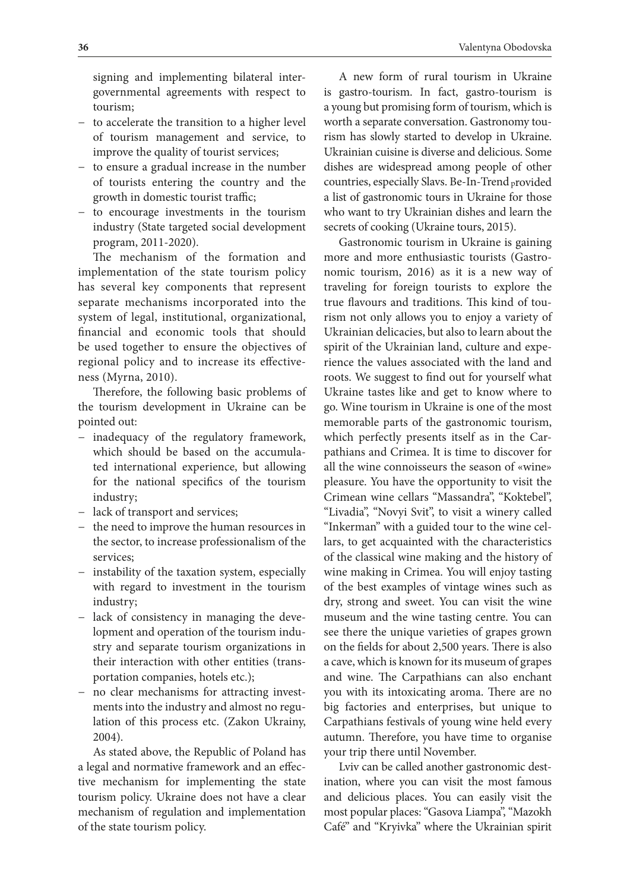signing and implementing bilateral intergovernmental agreements with respect to tourism;

- to accelerate the transition to a higher level of tourism management and service, to improve the quality of tourist services;
- to ensure a gradual increase in the number of tourists entering the country and the growth in domestic tourist traffic;
- to encourage investments in the tourism industry (State targeted social development program, 2011-2020).

The mechanism of the formation and implementation of the state tourism policy has several key components that represent separate mechanisms incorporated into the system of legal, institutional, organizational, financial and economic tools that should be used together to ensure the objectives of regional policy and to increase its effectiveness (Myrna, 2010).

Therefore, the following basic problems of the tourism development in Ukraine can be pointed out:

- inadequacy of the regulatory framework, which should be based on the accumulated international experience, but allowing for the national specifics of the tourism industry;
- lack of transport and services;
- the need to improve the human resources in the sector, to increase professionalism of the services;
- instability of the taxation system, especially with regard to investment in the tourism industry;
- lack of consistency in managing the development and operation of the tourism industry and separate tourism organizations in their interaction with other entities (transportation companies, hotels etc.);
- no clear mechanisms for attracting investments into the industry and almost no regulation of this process etc. (Zakon Ukrainy, 2004).

As stated above, the Republic of Poland has a legal and normative framework and an effective mechanism for implementing the state tourism policy. Ukraine does not have a clear mechanism of regulation and implementation of the state tourism policy.

A new form of rural tourism in Ukraine is gastro-tourism. In fact, gastro-tourism is a young but promising form of tourism, which is worth a separate conversation. Gastronomy tourism has slowly started to develop in Ukraine. Ukrainian cuisine is diverse and delicious. Some dishes are widespread among people of other countries, especially Slavs. Be-In-Trend provided a list of gastronomic tours in Ukraine for those who want to try Ukrainian dishes and learn the secrets of cooking (Ukraine tours, 2015).

Gastronomic tourism in Ukraine is gaining more and more enthusiastic tourists (Gastronomic tourism, 2016) as it is a new way of traveling for foreign tourists to explore the true flavours and traditions. This kind of tourism not only allows you to enjoy a variety of Ukrainian delicacies, but also to learn about the spirit of the Ukrainian land, culture and experience the values associated with the land and roots. We suggest to find out for yourself what Ukraine tastes like and get to know where to go. Wine tourism in Ukraine is one of the most memorable parts of the gastronomic tourism, which perfectly presents itself as in the Carpathians and Crimea. It is time to discover for all the wine connoisseurs the season of «wine» pleasure. You have the opportunity to visit the Crimean wine cellars "Massandra", "Koktebel", "Livadia", "Novyi Svit", to visit a winery called "Inkerman" with a guided tour to the wine cellars, to get acquainted with the characteristics of the classical wine making and the history of wine making in Crimea. You will enjoy tasting of the best examples of vintage wines such as dry, strong and sweet. You can visit the wine museum and the wine tasting centre. You can see there the unique varieties of grapes grown on the fields for about 2,500 years. There is also a cave, which is known for its museum of grapes and wine. The Carpathians can also enchant you with its intoxicating aroma. There are no big factories and enterprises, but unique to Carpathians festivals of young wine held every autumn. Therefore, you have time to organise your trip there until November.

Lviv can be called another gastronomic destination, where you can visit the most famous and delicious places. You can easily visit the most popular places: "Gasova Liampa", "Mazokh Café" and "Kryivka" where the Ukrainian spirit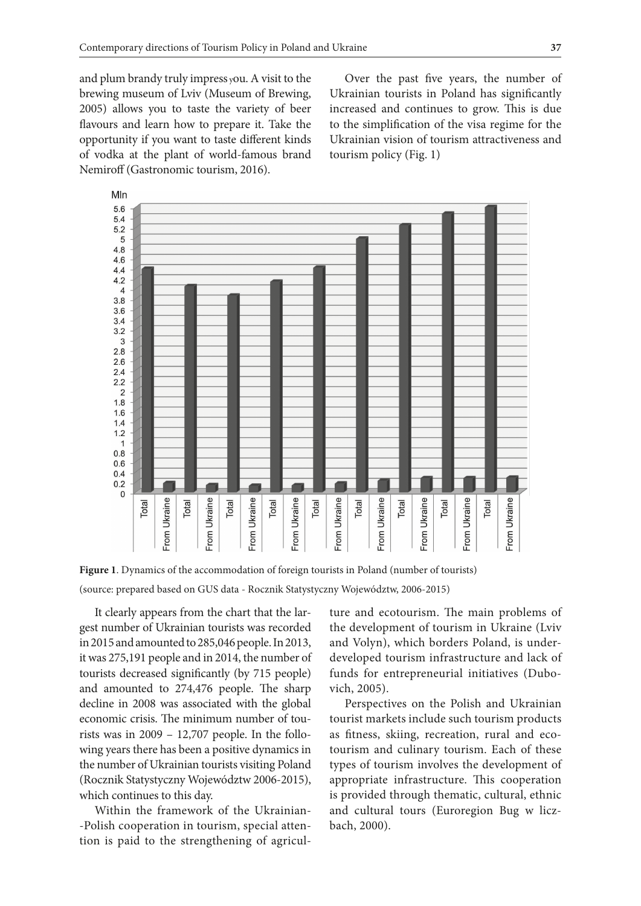and plum brandy truly impress you. A visit to the brewing museum of Lviv (Museum of Brewing, 2005) allows you to taste the variety of beer flavours and learn how to prepare it. Take the opportunity if you want to taste different kinds of vodka at the plant of world-famous brand Nemiroff (Gastronomic tourism, 2016).

Over the past five years, the number of Ukrainian tourists in Poland has significantly increased and continues to grow. This is due to the simplification of the visa regime for the Ukrainian vision of tourism attractiveness and tourism policy (Fig. 1)

**Figure 1**. Dynamics of the accommodation of foreign tourists in Poland (number of tourists)

(source: prepared based on GUS data - Rocznik Statystyczny Województw, 2006-2015)

It clearly appears from the chart that the largest number of Ukrainian tourists was recorded in 2015 and amounted to 285,046 people. In 2013, it was 275,191 people and in 2014, the number of tourists decreased significantly (by 715 people) and amounted to 274,476 people. The sharp decline in 2008 was associated with the global economic crisis. The minimum number of tourists was in 2009 – 12,707 people. In the following years there has been a positive dynamics in the number of Ukrainian tourists visiting Poland (Rocznik Statystyczny Województw 2006-2015), which continues to this day.

Within the framework of the Ukrainian--Polish cooperation in tourism, special attention is paid to the strengthening of agriculture and ecotourism. The main problems of the development of tourism in Ukraine (Lviv and Volyn), which borders Poland, is underdeveloped tourism infrastructure and lack of funds for entrepreneurial initiatives (Dubovich, 2005).

Perspectives on the Polish and Ukrainian tourist markets include such tourism products as fitness, skiing, recreation, rural and ecotourism and culinary tourism. Each of these types of tourism involves the development of appropriate infrastructure. This cooperation is provided through thematic, cultural, ethnic and cultural tours (Euroregion Bug w liczbach, 2000).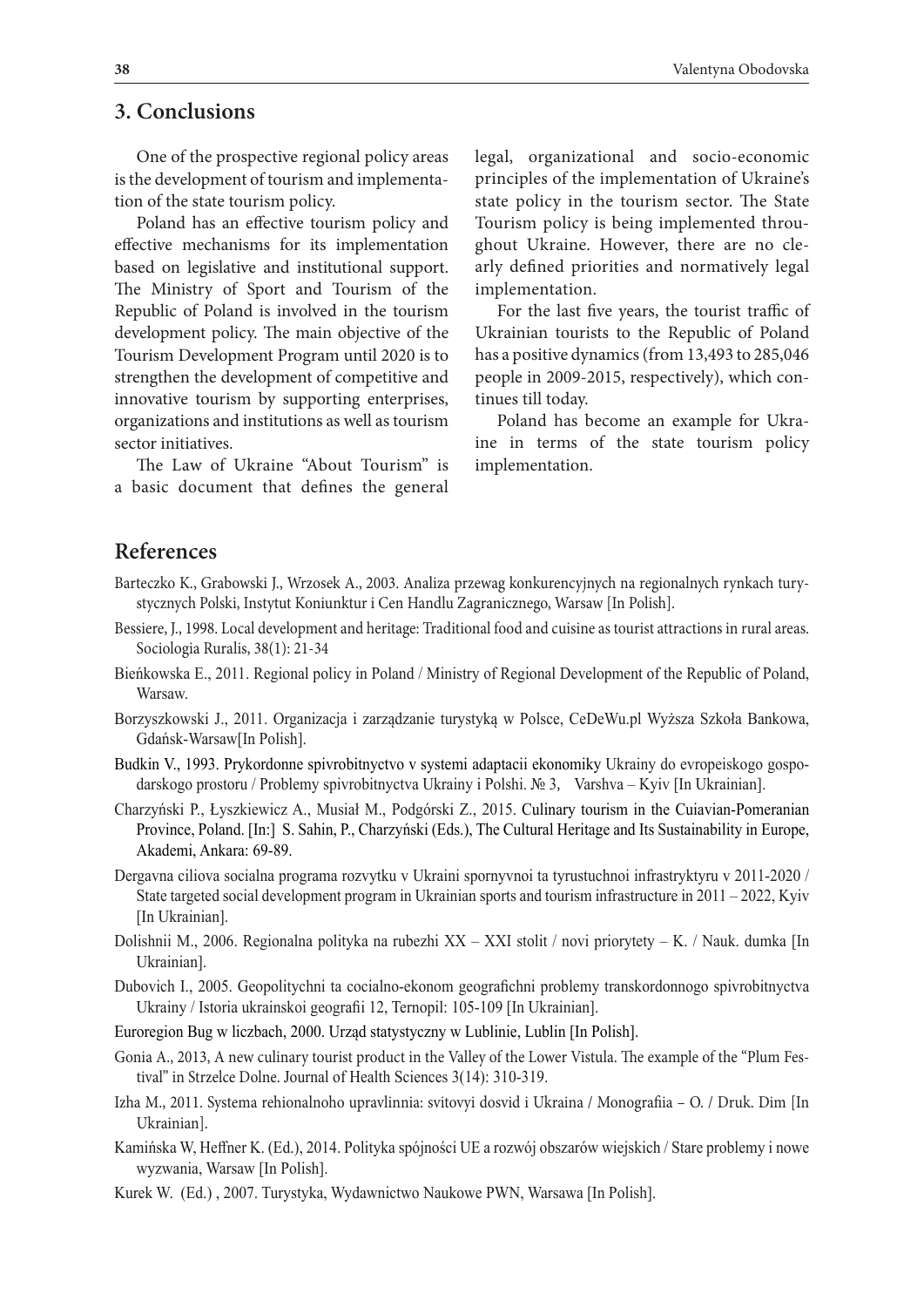## 3. Conclusions

One of the prospective regional policy areas is the development of tourism and implementation of the state tourism policy.

Poland has an effective tourism policy and effective mechanisms for its implementation based on legislative and institutional support. The Ministry of Sport and Tourism of the Republic of Poland is involved in the tourism development policy. The main objective of the Tourism Development Program until 2020 is to strengthen the development of competitive and innovative tourism by supporting enterprises, organizations and institutions as well as tourism sector initiatives.

The Law of Ukraine "About Tourism" is a basic document that defines the general legal, organizational and socio-economic principles of the implementation of Ukraine's state policy in the tourism sector. The State Tourism policy is being implemented throughout Ukraine. However, there are no clearly defined priorities and normatively legal implementation.

For the last five years, the tourist traffic of Ukrainian tourists to the Republic of Poland has a positive dynamics (from 13,493 to 285,046 people in 2009-2015, respectively), which continues till today.

Poland has become an example for Ukraine in terms of the state tourism policy implementation.

## References

Barteczko K., Grabowski J., Wrzosek A., 2003. Analiza przewag konkurencyjnych na regionalnych rynkach turystycznych Polski, Instytut Koniunktur i Cen Handlu Zagranicznego, Warsaw [In Polish].

Bessiere, J., 1998. Local development and heritage: Traditional food and cuisine as tourist attractions in rural areas. Sociologia Ruralis, 38(1): 21-34

Bieńkowska E., 2011. Regional policy in Poland / Ministry of Regional Development of the Republic of Poland, Warsaw.

Borzyszkowski J., 2011. Organizacja i zarządzanie turystyką w Polsce, CeDeWu.pl Wyższa Szkoła Bankowa, Gdańsk-Warsaw[In Polish].

Budkin V., 1993. Prykordonne spivrobitnyctvo v systemi adaptacii ekonomiky Ukrainy do evropeiskogo gospodarskogo prostoru / Problemy spivrobitnyctva Ukrainy i Polshi. № 3, Varshva – Kyiv [In Ukrainian].

Charzyński P., Łyszkiewicz A., Musiał M., Podgórski Z., 2015. Culinary tourism in the Cuiavian-Pomeranian Province, Poland. [In:] S. Sahin, P., Charzyński (Eds.), The Cultural Heritage and Its Sustainability in Europe, Akademi, Ankara: 69-89.

Dergavna ciliova socialna programa rozvytku v Ukraini spornyvnoi ta tyrustuchnoi infrastryktyru v 2011-2020 / State targeted social development program in Ukrainian sports and tourism infrastructure in 2011 – 2022, Kyiv [In Ukrainian].

Dolishnii M., 2006. Regionalna polityka na rubezhi XX – XXI stolit / novi priorytety – K. / Nauk. dumka [In Ukrainian].

Dubovich I., 2005. Geopolitychni ta cocialno-ekonom geografichni problemy transkordonnogo spivrobitnyctva Ukrainy / Istoria ukrainskoi geografii 12, Ternopil: 105-109 [In Ukrainian].

Euroregion Bug w liczbach, 2000. Urząd statystyczny w Lublinie, Lublin [In Polish].

Gonia A., 2013, A new culinary tourist product in the Valley of the Lower Vistula. The example of the "Plum Festival" in Strzelce Dolne. Journal of Health Sciences 3(14): 310-319.

Izha M., 2011. Systema rehionalnoho upravlinnia: svitovyi dosvid i Ukraina / Monografiia – O. / Druk. Dim [In Ukrainian].

Kamińska W, Heffner K. (Ed.), 2014. Polityka spójności UE a rozwój obszarów wiejskich / Stare problemy i nowe wyzwania, Warsaw [In Polish].

Kurek W. (Ed.) , 2007. Turystyka, Wydawnictwo Naukowe PWN, Warsawa [In Polish].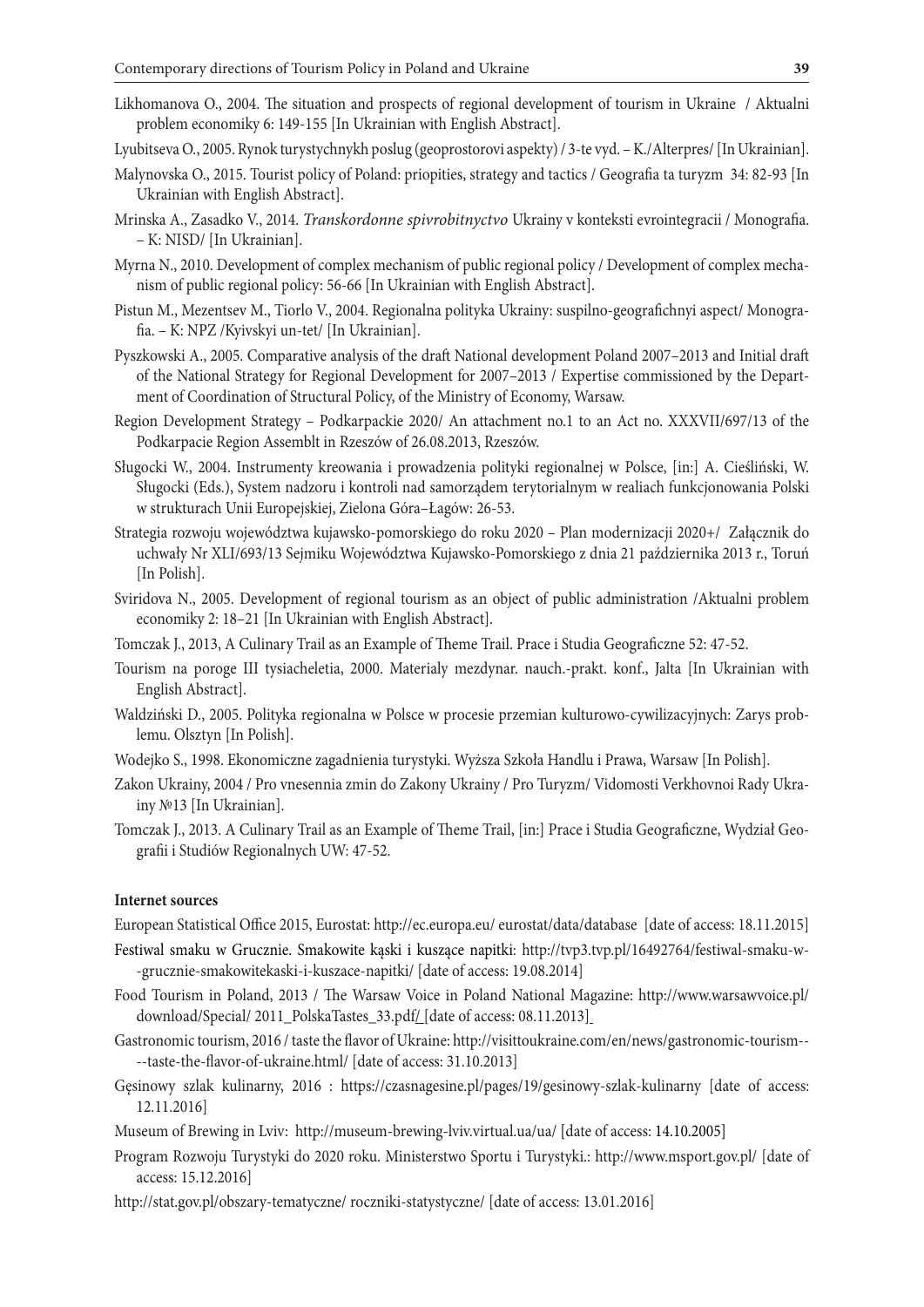Likhomanova O., 2004. The situation and prospects of regional development of tourism in Ukraine / Aktualni problem economiky 6: 149-155 [In Ukrainian with English Abstract].

Lyubitseva O., 2005. Rynok turystychnykh poslug (geoprostorovi aspekty) / 3-te vyd. – K./Alterpres/ [In Ukrainian].

Malynovska O., 2015. Tourist policy of Poland: priopities, strategy and tactics / Geografia ta turyzm 34: 82-93 [In Ukrainian with English Abstract].

Mrinska A., Zasadko V., 2014. *Transkordonne spivrobitnyctvo* Ukrainy v konteksti evrointegracii / Monografia. – K: NISD/ [In Ukrainian].

Myrna N., 2010. Development of complex mechanism of public regional policy / Development of complex mechanism of public regional policy: 56-66 [In Ukrainian with English Abstract].

Pistun M., Mezentsev M., Tiorlo V., 2004. Regionalna polityka Ukrainy: suspilno-geografichnyi aspect/ Monografia. – K: NPZ /Kyivskyi un-tet/ [In Ukrainian].

Pyszkowski A., 2005. Comparative analysis of the draft National development Poland 2007–2013 and Initial draft of the National Strategy for Regional Development for 2007–2013 / Expertise commissioned by the Department of Coordination of Structural Policy, of the Ministry of Economy, Warsaw.

Region Development Strategy – Podkarpackie 2020/ An attachment no.1 to an Act no. XXXVII/697/13 of the Podkarpacie Region Assemblt in Rzeszów of 26.08.2013, Rzeszów.

Sługocki W., 2004. Instrumenty kreowania i prowadzenia polityki regionalnej w Polsce, [in:] A. Cieśliński, W. Sługocki (Eds.), System nadzoru i kontroli nad samorządem terytorialnym w realiach funkcjonowania Polski w strukturach Unii Europejskiej, Zielona Góra–Łagów: 26-53.

Strategia rozwoju województwa kujawsko-pomorskiego do roku 2020 – Plan modernizacji 2020+/ Załącznik do uchwały Nr XLI/693/13 Sejmiku Województwa Kujawsko-Pomorskiego z dnia 21 października 2013 r., Toruń [In Polish].

Sviridova N., 2005. Development of regional tourism as an object of public administration /Aktualni problem economiky 2: 18–21 [In Ukrainian with English Abstract].

Tomczak J., 2013, A Culinary Trail as an Example of Theme Trail. Prace i Studia Geograficzne 52: 47-52.

Tourism na poroge III tysiacheletia, 2000. Materialy mezdynar. nauch.-prakt. konf., Jalta [In Ukrainian with English Abstract].

Waldziński D., 2005. Polityka regionalna w Polsce w procesie przemian kulturowo-cywilizacyjnych: Zarys problemu. Olsztyn [In Polish].

Wodejko S., 1998. Ekonomiczne zagadnienia turystyki. Wyższa Szkoła Handlu i Prawa, Warsaw [In Polish].

Zakon Ukrainy, 2004 / Pro vnesennia zmin do Zakony Ukrainy / Pro Turyzm/ Vidomosti Verkhovnoi Rady Ukrainy №13 [In Ukrainian].

Tomczak J., 2013. A Culinary Trail as an Example of Theme Trail, [in:] Prace i Studia Geograficzne, Wydział Geografii i Studiów Regionalnych UW: 47-52.

**Internet sources**

European Statistical Office 2015, Eurostat: http://ec.europa.eu/ eurostat/data/database [date of access: 18.11.2015]

Festiwal smaku w Grucznie. Smakowite kąski i kuszące napitki: http://tvp3.tvp.pl/16492764/festiwal-smaku-w--grucznie-smakowitekaski-i-kuszace-napitki/ [date of access: 19.08.2014]

Food Tourism in Poland, 2013 / The Warsaw Voice in Poland National Magazine: http://www.warsawvoice.pl/download/Special/ 2011_PolskaTastes_33.pdf/ [date of access: 08.11.2013]

Gastronomic tourism, 2016 / taste the flavor of Ukraine: http://visittoukraine.com/en/news/gastronomic-tourism-----taste-the-flavor-of-ukraine.html/ [date of access: 31.10.2013]

Gęsinowy szlak kulinarny, 2016 : https://czasnagesine.pl/pages/19/gesinowy-szlak-kulinarny [date of access: 12.11.2016]

Museum of Brewing in Lviv: http://museum-brewing-lviv.virtual.ua/ua/ [date of access: 14.10.2005]

Program Rozwoju Turystyki do 2020 roku. Ministerstwo Sportu i Turystyki.: http://www.msport.gov.pl/ [date of access: 15.12.2016]

http://stat.gov.pl/obszary-tematyczne/ roczniki-statystyczne/ [date of access: 13.01.2016]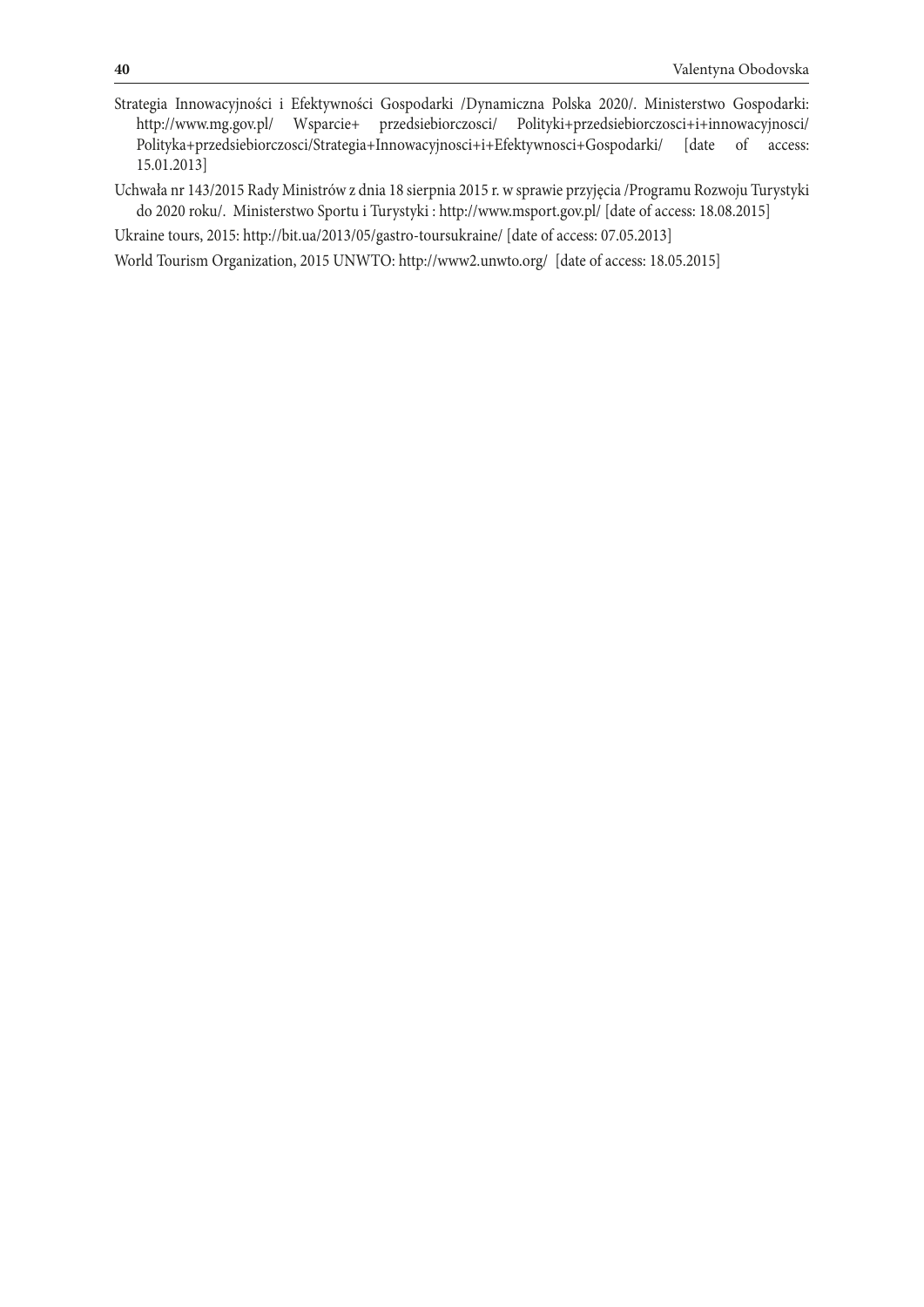Strategia Innowacyjności i Efektywności Gospodarki /Dynamiczna Polska 2020/. Ministerstwo Gospodarki: http://www.mg.gov.pl/ Wsparcie+ przedsiebiorczosci/ Polityki+przedsiebiorczosci+i+innowacyjnosci/ Polityka+przedsiebiorczosci/Strategia+Innowacyjnosci+i+Efektywnosci+Gospodarki/ [date of access: 15.01.2013]

Uchwała nr 143/2015 Rady Ministrów z dnia 18 sierpnia 2015 r. w sprawie przyjęcia /Programu Rozwoju Turystyki do 2020 roku/. Ministerstwo Sportu i Turystyki : http://www.msport.gov.pl/ [date of access: 18.08.2015]

Ukraine tours, 2015: http://bit.ua/2013/05/gastro-toursukraine/ [date of access: 07.05.2013]

World Tourism Organization, 2015 UNWTO: http://www2.unwto.org/ [date of access: 18.05.2015]